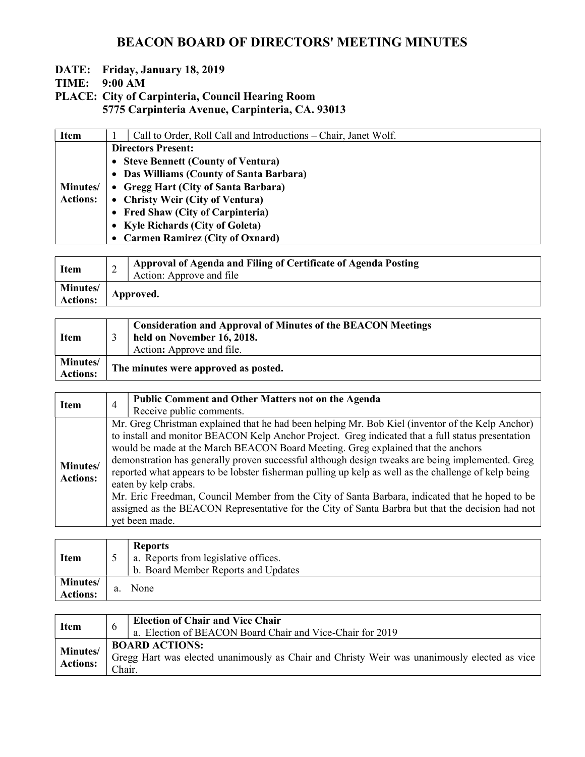# BEACON BOARD OF DIRECTORS' MEETING MINUTES

**DATE: Friday, January 18, 2019**

**TIME: 9:00 AM**

**PLACE: City of Carpinteria, Council Hearing Room**
**5775 Carpinteria Avenue, Carpinteria, CA. 93013**

| **Item** | 1 | Call to Order, Roll Call and Introductions – Chair, Janet Wolf. |
|---|---|---|
| **Minutes/ Actions:** | **Directors Present:**<br>• **Steve Bennett (County of Ventura)**<br>• **Das Williams (County of Santa Barbara)**<br>• **Gregg Hart (City of Santa Barbara)**<br>• **Christy Weir (City of Ventura)**<br>• **Fred Shaw (City of Carpinteria)**<br>• **Kyle Richards (City of Goleta)**<br>• **Carmen Ramirez (City of Oxnard)** | |

| **Item** | 2 | **Approval of Agenda and Filing of Certificate of Agenda Posting**<br>Action: Approve and file |
|---|---|---|
| **Minutes/ Actions:** | **Approved.** | |

| **Item** | 3 | **Consideration and Approval of Minutes of the BEACON Meetings held on November 16, 2018.**<br>Action**:** Approve and file. |
|---|---|---|
| **Minutes/ Actions:** | **The minutes were approved as posted.** | |

| **Item** | 4 | **Public Comment and Other Matters not on the Agenda**<br>Receive public comments. |
|---|---|---|
| **Minutes/ Actions:** | Mr. Greg Christman explained that he had been helping Mr. Bob Kiel (inventor of the Kelp Anchor) to install and monitor BEACON Kelp Anchor Project. Greg indicated that a full status presentation would be made at the March BEACON Board Meeting. Greg explained that the anchors demonstration has generally proven successful although design tweaks are being implemented. Greg reported what appears to be lobster fisherman pulling up kelp as well as the challenge of kelp being eaten by kelp crabs.<br>Mr. Eric Freedman, Council Member from the City of Santa Barbara, indicated that he hoped to be assigned as the BEACON Representative for the City of Santa Barbra but that the decision had not yet been made. | |

| **Item** | 5 | **Reports**<br>a. Reports from legislative offices.<br>b. Board Member Reports and Updates |
|---|---|---|
| **Minutes/ Actions:** | a. None | |

| **Item** | 6 | **Election of Chair and Vice Chair**<br>a. Election of BEACON Board Chair and Vice-Chair for 2019 |
|---|---|---|
| **Minutes/ Actions:** | **BOARD ACTIONS:**<br>Gregg Hart was elected unanimously as Chair and Christy Weir was unanimously elected as vice Chair. | |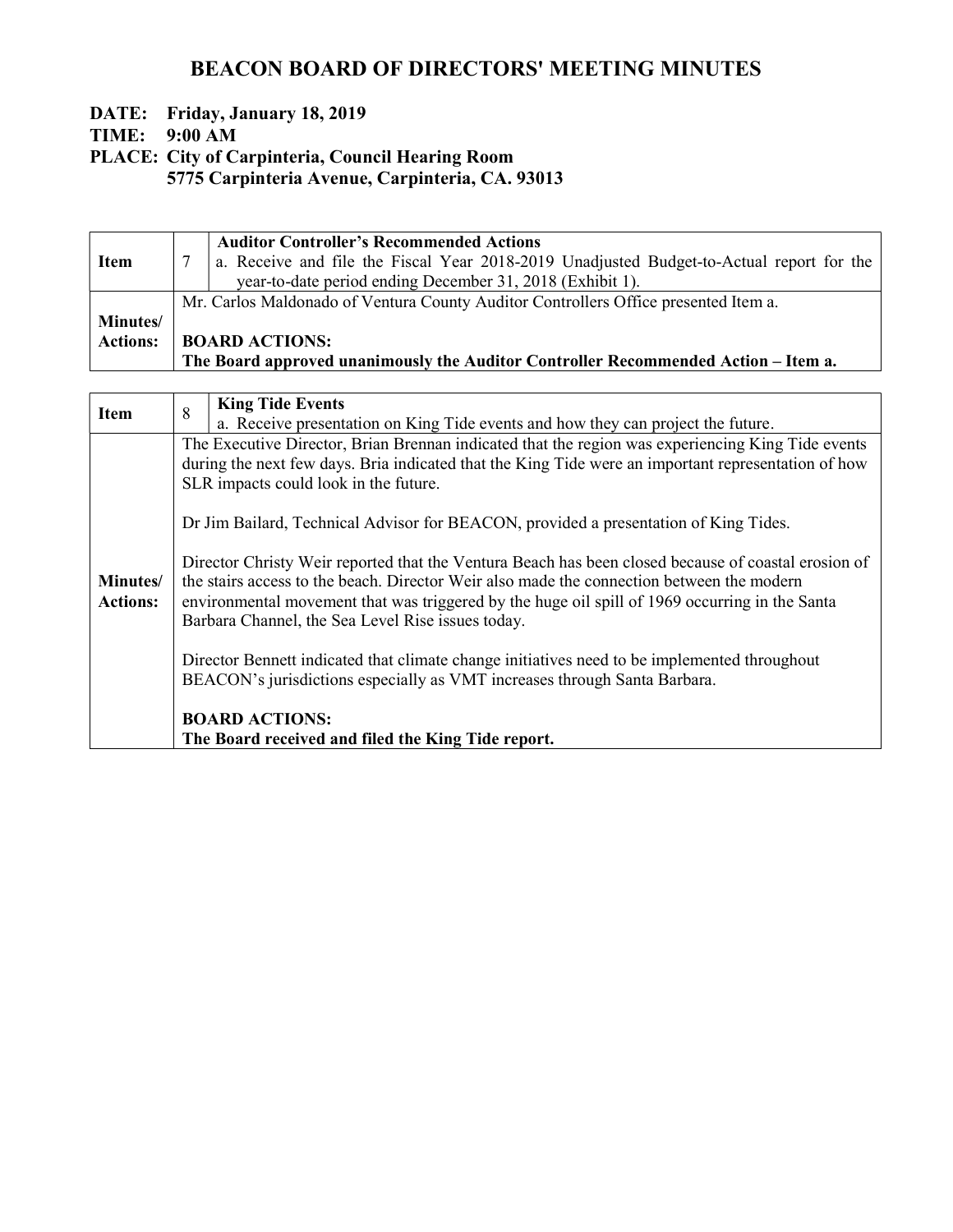# BEACON BOARD OF DIRECTORS' MEETING MINUTES

**DATE: Friday, January 18, 2019**
**TIME: 9:00 AM**
**PLACE: City of Carpinteria, Council Hearing Room**
**5775 Carpinteria Avenue, Carpinteria, CA. 93013**

| **Item** | 7 | **Auditor Controller's Recommended Actions**<br>a. Receive and file the Fiscal Year 2018-2019 Unadjusted Budget-to-Actual report for the year-to-date period ending December 31, 2018 (Exhibit 1). |
|---|---|---|
| **Minutes/ Actions:** | Mr. Carlos Maldonado of Ventura County Auditor Controllers Office presented Item a.<br><br>**BOARD ACTIONS:**<br>**The Board approved unanimously the Auditor Controller Recommended Action – Item a.** | |

| **Item** | 8 | **King Tide Events**<br>a. Receive presentation on King Tide events and how they can project the future. |
|---|---|---|
| **Minutes/ Actions:** | The Executive Director, Brian Brennan indicated that the region was experiencing King Tide events during the next few days. Bria indicated that the King Tide were an important representation of how SLR impacts could look in the future.<br><br>Dr Jim Bailard, Technical Advisor for BEACON, provided a presentation of King Tides.<br><br>Director Christy Weir reported that the Ventura Beach has been closed because of coastal erosion of the stairs access to the beach. Director Weir also made the connection between the modern environmental movement that was triggered by the huge oil spill of 1969 occurring in the Santa Barbara Channel, the Sea Level Rise issues today.<br><br>Director Bennett indicated that climate change initiatives need to be implemented throughout BEACON's jurisdictions especially as VMT increases through Santa Barbara.<br><br>**BOARD ACTIONS:**<br>**The Board received and filed the King Tide report.** | |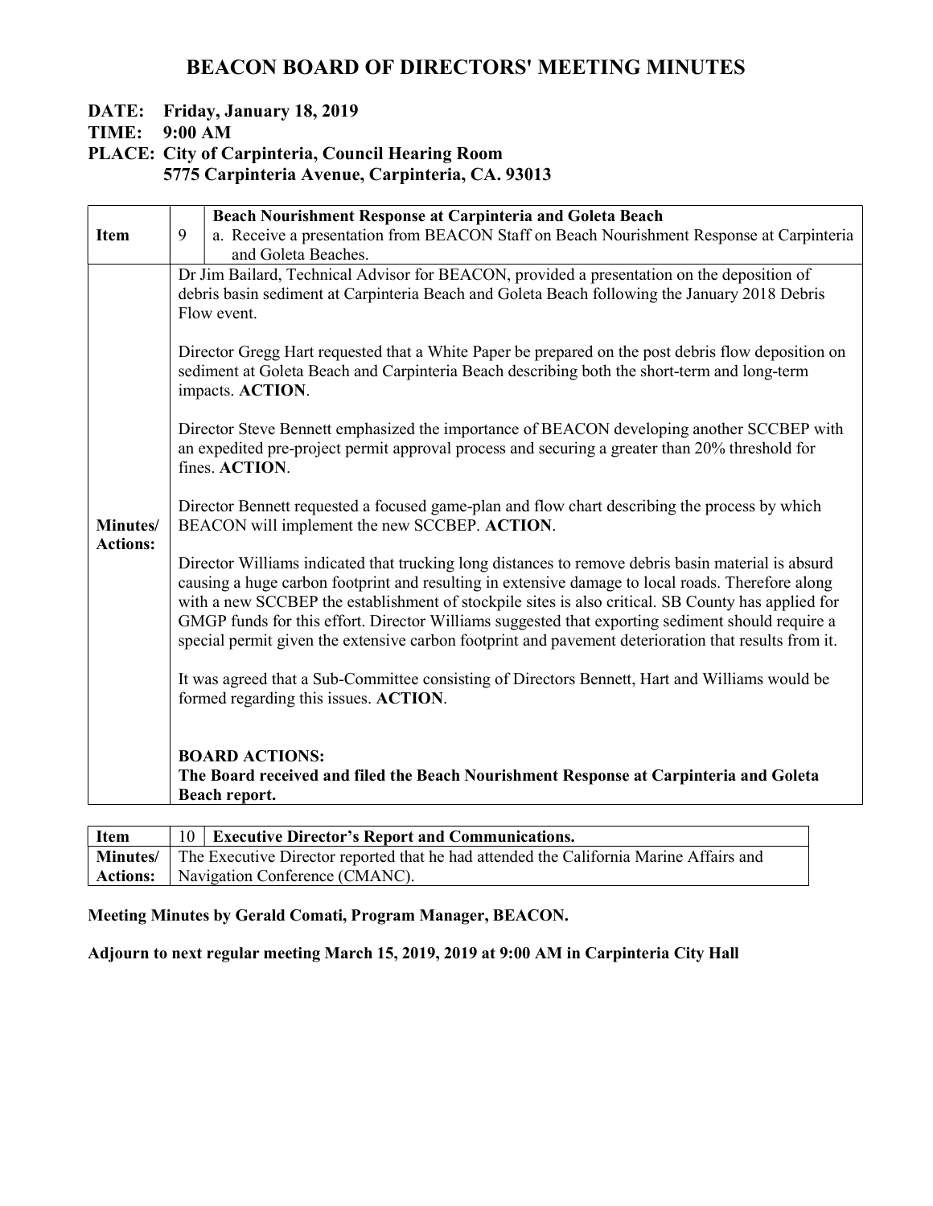# BEACON BOARD OF DIRECTORS' MEETING MINUTES

**DATE: Friday, January 18, 2019**
**TIME: 9:00 AM**
**PLACE: City of Carpinteria, Council Hearing Room**
**5775 Carpinteria Avenue, Carpinteria, CA. 93013**

| | | |
|---|---|---|
| **Item** | 9 | **Beach Nourishment Response at Carpinteria and Goleta Beach**<br>a. Receive a presentation from BEACON Staff on Beach Nourishment Response at Carpinteria and Goleta Beaches. |
| **Minutes/ Actions:** | | Dr Jim Bailard, Technical Advisor for BEACON, provided a presentation on the deposition of debris basin sediment at Carpinteria Beach and Goleta Beach following the January 2018 Debris Flow event.<br><br>Director Gregg Hart requested that a White Paper be prepared on the post debris flow deposition on sediment at Goleta Beach and Carpinteria Beach describing both the short-term and long-term impacts. **ACTION**.<br><br>Director Steve Bennett emphasized the importance of BEACON developing another SCCBEP with an expedited pre-project permit approval process and securing a greater than 20% threshold for fines. **ACTION**.<br><br>Director Bennett requested a focused game-plan and flow chart describing the process by which BEACON will implement the new SCCBEP. **ACTION**.<br><br>Director Williams indicated that trucking long distances to remove debris basin material is absurd causing a huge carbon footprint and resulting in extensive damage to local roads. Therefore along with a new SCCBEP the establishment of stockpile sites is also critical. SB County has applied for GMGP funds for this effort. Director Williams suggested that exporting sediment should require a special permit given the extensive carbon footprint and pavement deterioration that results from it.<br><br>It was agreed that a Sub-Committee consisting of Directors Bennett, Hart and Williams would be formed regarding this issues. **ACTION**.<br><br>**BOARD ACTIONS:**<br>**The Board received and filed the Beach Nourishment Response at Carpinteria and Goleta Beach report.** |

| | | |
|---|---|---|
| **Item** | 10 | **Executive Director's Report and Communications.** |
| **Minutes/ Actions:** | | The Executive Director reported that he had attended the California Marine Affairs and Navigation Conference (CMANC). |

**Meeting Minutes by Gerald Comati, Program Manager, BEACON.**

**Adjourn to next regular meeting March 15, 2019, 2019 at 9:00 AM in Carpinteria City Hall**